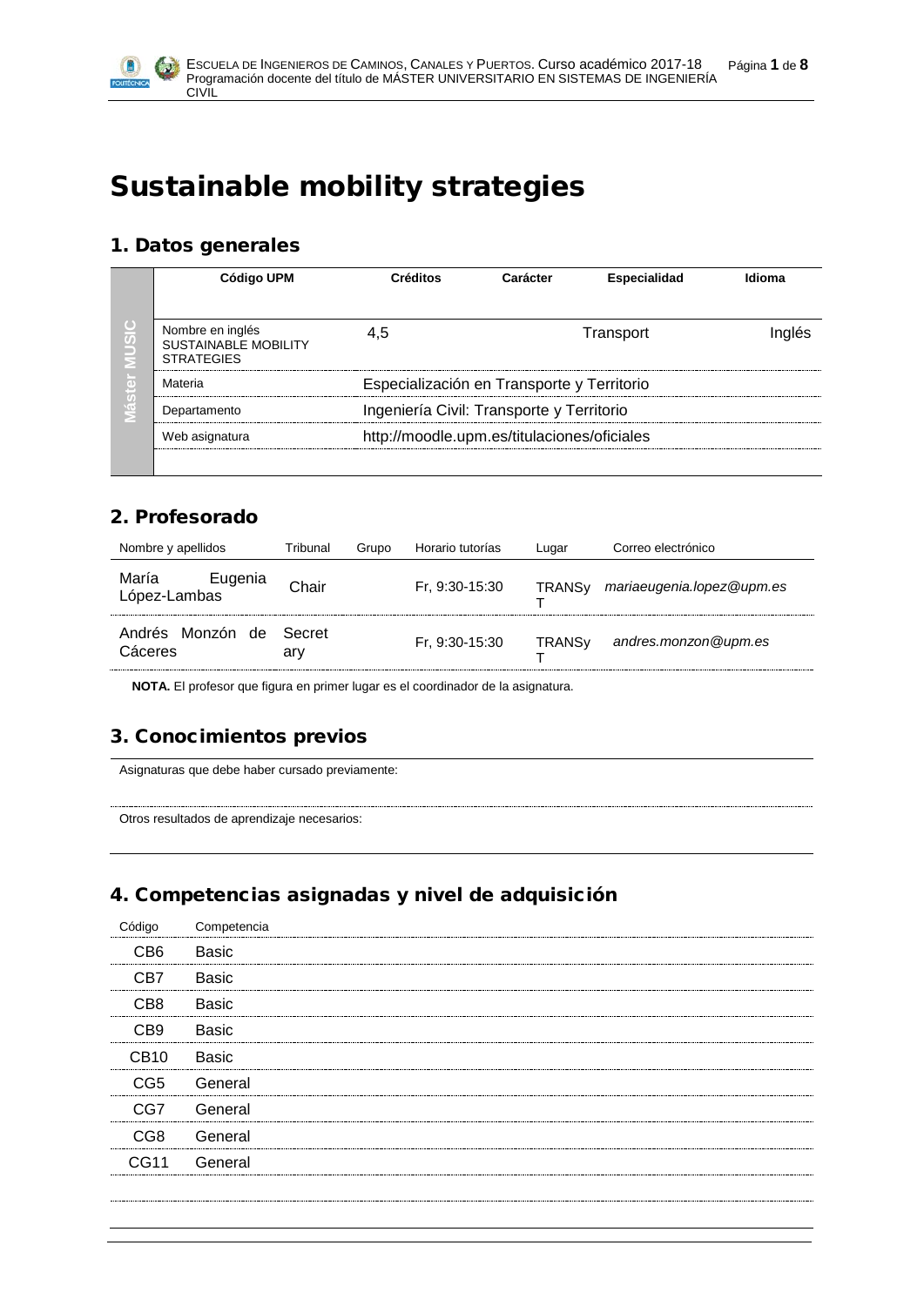# Sustainable mobility strategies

## 1. Datos generales

| Máster MUSIC | Código UPM | Créditos | Carácter | Especialidad | Idioma |
|---|---|---|---|---|---|
| | Nombre en inglés SUSTAINABLE MOBILITY STRATEGIES | 4,5 | | Transport | Inglés |
| | Materia | Especialización en Transporte y Territorio | | | |
| | Departamento | Ingeniería Civil: Transporte y Territorio | | | |
| | Web asignatura | http://moodle.upm.es/titulaciones/oficiales | | | |

## 2. Profesorado

| Nombre y apellidos | Tribunal | Grupo | Horario tutorías | Lugar | Correo electrónico |
|---|---|---|---|---|---|
| María Eugenia López-Lambas | Chair | | Fr, 9:30-15:30 | TRANSyT | *mariaeugenia.lopez@upm.es* |
| Andrés Monzón de Cáceres | Secretary | | Fr, 9:30-15:30 | TRANSyT | *andres.monzon@upm.es* |

**NOTA.** El profesor que figura en primer lugar es el coordinador de la asignatura.

## 3. Conocimientos previos

Asignaturas que debe haber cursado previamente:

Otros resultados de aprendizaje necesarios:

## 4. Competencias asignadas y nivel de adquisición

| Código | Competencia |
|---|---|
| CB6 | Basic |
| CB7 | Basic |
| CB8 | Basic |
| CB9 | Basic |
| CB10 | Basic |
| CG5 | General |
| CG7 | General |
| CG8 | General |
| CG11 | General |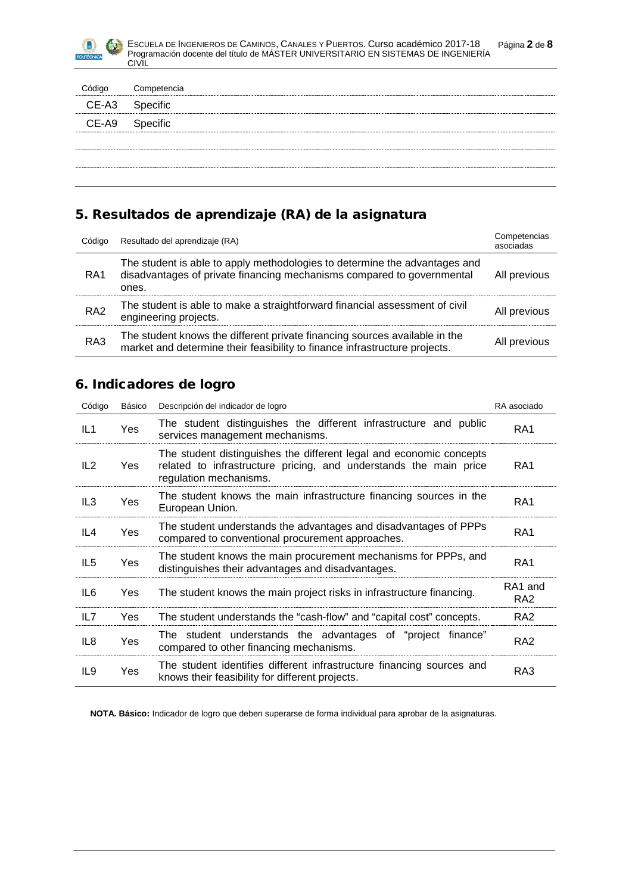| Código | Competencia |
| --- | --- |
| CE-A3 | Specific |
| CE-A9 | Specific |

## 5. Resultados de aprendizaje (RA) de la asignatura

| Código | Resultado del aprendizaje (RA) | Competencias asociadas |
| --- | --- | --- |
| RA1 | The student is able to apply methodologies to determine the advantages and disadvantages of private financing mechanisms compared to governmental ones. | All previous |
| RA2 | The student is able to make a straightforward financial assessment of civil engineering projects. | All previous |
| RA3 | The student knows the different private financing sources available in the market and determine their feasibility to finance infrastructure projects. | All previous |

## 6. Indicadores de logro

| Código | Básico | Descripción del indicador de logro | RA asociado |
| --- | --- | --- | --- |
| IL1 | Yes | The student distinguishes the different infrastructure and public services management mechanisms. | RA1 |
| IL2 | Yes | The student distinguishes the different legal and economic concepts related to infrastructure pricing, and understands the main price regulation mechanisms. | RA1 |
| IL3 | Yes | The student knows the main infrastructure financing sources in the European Union. | RA1 |
| IL4 | Yes | The student understands the advantages and disadvantages of PPPs compared to conventional procurement approaches. | RA1 |
| IL5 | Yes | The student knows the main procurement mechanisms for PPPs, and distinguishes their advantages and disadvantages. | RA1 |
| IL6 | Yes | The student knows the main project risks in infrastructure financing. | RA1 and RA2 |
| IL7 | Yes | The student understands the "cash-flow" and "capital cost" concepts. | RA2 |
| IL8 | Yes | The student understands the advantages of "project finance" compared to other financing mechanisms. | RA2 |
| IL9 | Yes | The student identifies different infrastructure financing sources and knows their feasibility for different projects. | RA3 |

**NOTA. Básico:** Indicador de logro que deben superarse de forma individual para aprobar de la asignaturas.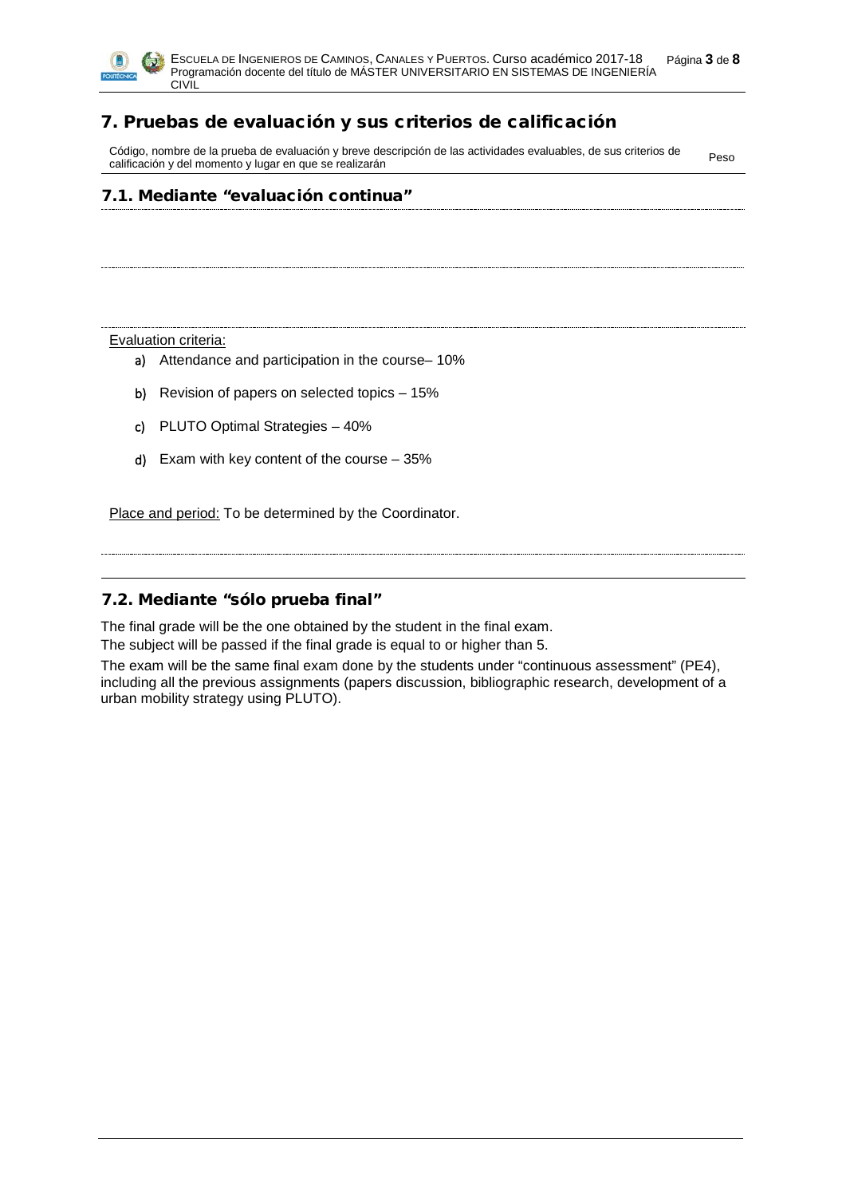## 7. Pruebas de evaluación y sus criterios de calificación

| Código, nombre de la prueba de evaluación y breve descripción de las actividades evaluables, de sus criterios de calificación y del momento y lugar en que se realizarán | Peso |
|---|---|

### 7.1. Mediante "evaluación continua"

Evaluation criteria:

a) Attendance and participation in the course– 10%

b) Revision of papers on selected topics – 15%

c) PLUTO Optimal Strategies – 40%

d) Exam with key content of the course – 35%

Place and period: To be determined by the Coordinator.

### 7.2. Mediante "sólo prueba final"

The final grade will be the one obtained by the student in the final exam.
The subject will be passed if the final grade is equal to or higher than 5.

The exam will be the same final exam done by the students under "continuous assessment" (PE4), including all the previous assignments (papers discussion, bibliographic research, development of a urban mobility strategy using PLUTO).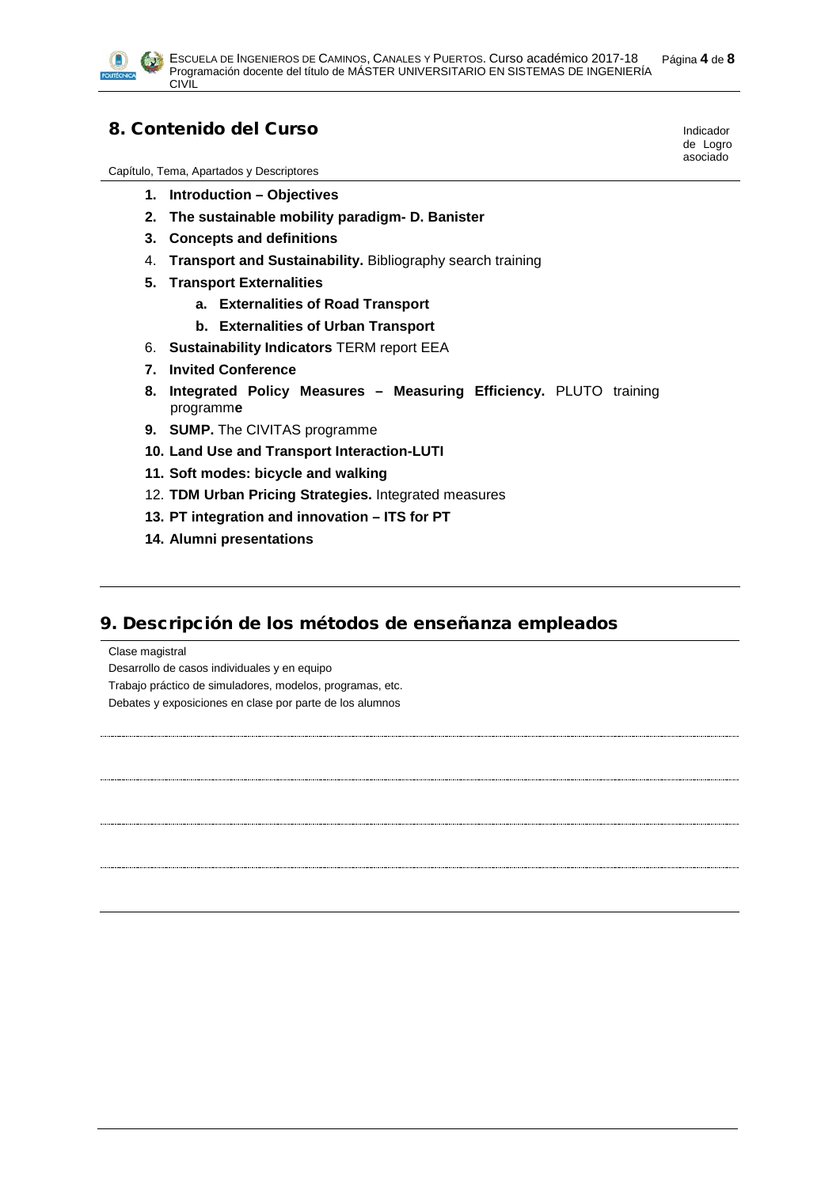## 8. Contenido del Curso

| Capítulo, Tema, Apartados y Descriptores | Indicador de Logro asociado |
| --- | --- |

1. **Introduction – Objectives**
2. **The sustainable mobility paradigm- D. Banister**
3. **Concepts and definitions**
4. **Transport and Sustainability.** Bibliography search training
5. **Transport Externalities**
    a. **Externalities of Road Transport**
    b. **Externalities of Urban Transport**
6. **Sustainability Indicators** TERM report EEA
7. **Invited Conference**
8. **Integrated Policy Measures – Measuring Efficiency.** PLUTO training programm**e**
9. **SUMP.** The CIVITAS programme
10. **Land Use and Transport Interaction-LUTI**
11. **Soft modes: bicycle and walking**
12. **TDM Urban Pricing Strategies.** Integrated measures
13. **PT integration and innovation – ITS for PT**
14. **Alumni presentations**

## 9. Descripción de los métodos de enseñanza empleados

Clase magistral

Desarrollo de casos individuales y en equipo

Trabajo práctico de simuladores, modelos, programas, etc.

Debates y exposiciones en clase por parte de los alumnos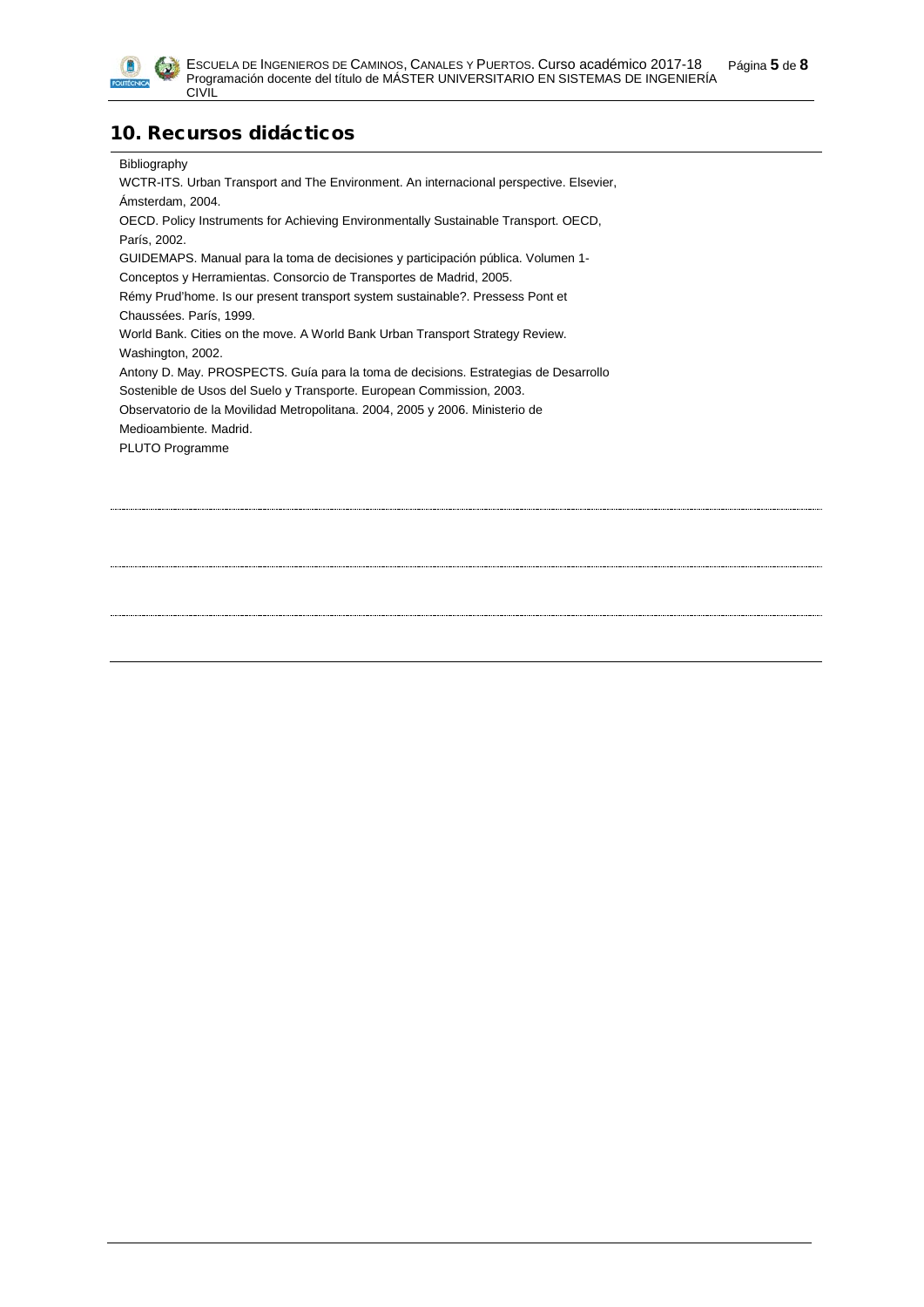## 10. Recursos didácticos

Bibliography

WCTR-ITS. Urban Transport and The Environment. An internacional perspective. Elsevier, Ámsterdam, 2004.

OECD. Policy Instruments for Achieving Environmentally Sustainable Transport. OECD, París, 2002.

GUIDEMAPS. Manual para la toma de decisiones y participación pública. Volumen 1- Conceptos y Herramientas. Consorcio de Transportes de Madrid, 2005.

Rémy Prud'home. Is our present transport system sustainable?. Pressess Pont et Chaussées. París, 1999.

World Bank. Cities on the move. A World Bank Urban Transport Strategy Review. Washington, 2002.

Antony D. May. PROSPECTS. Guía para la toma de decisions. Estrategias de Desarrollo Sostenible de Usos del Suelo y Transporte. European Commission, 2003.

Observatorio de la Movilidad Metropolitana. 2004, 2005 y 2006. Ministerio de Medioambiente. Madrid.

PLUTO Programme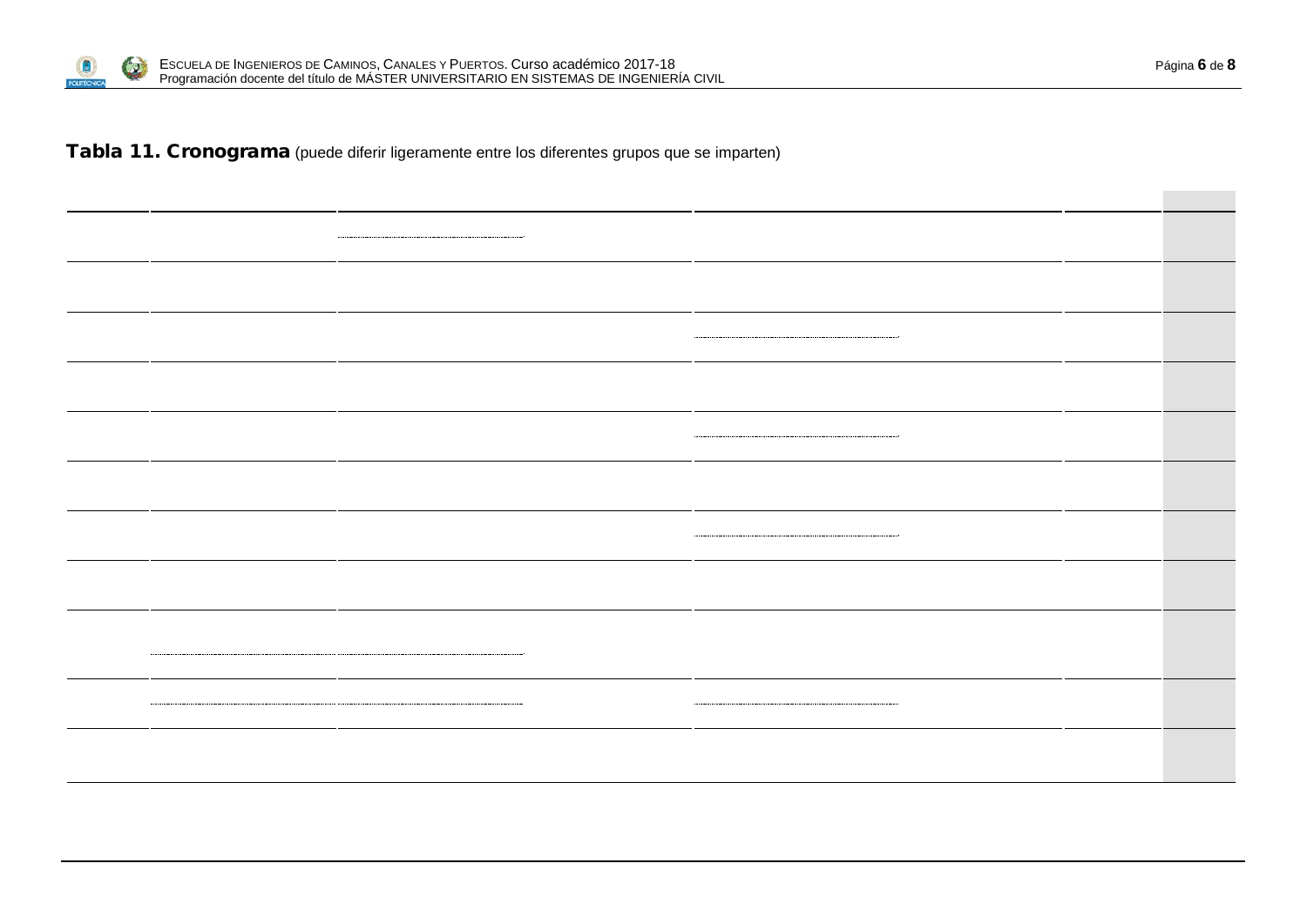**Tabla 11. Cronograma** (puede diferir ligeramente entre los diferentes grupos que se imparten)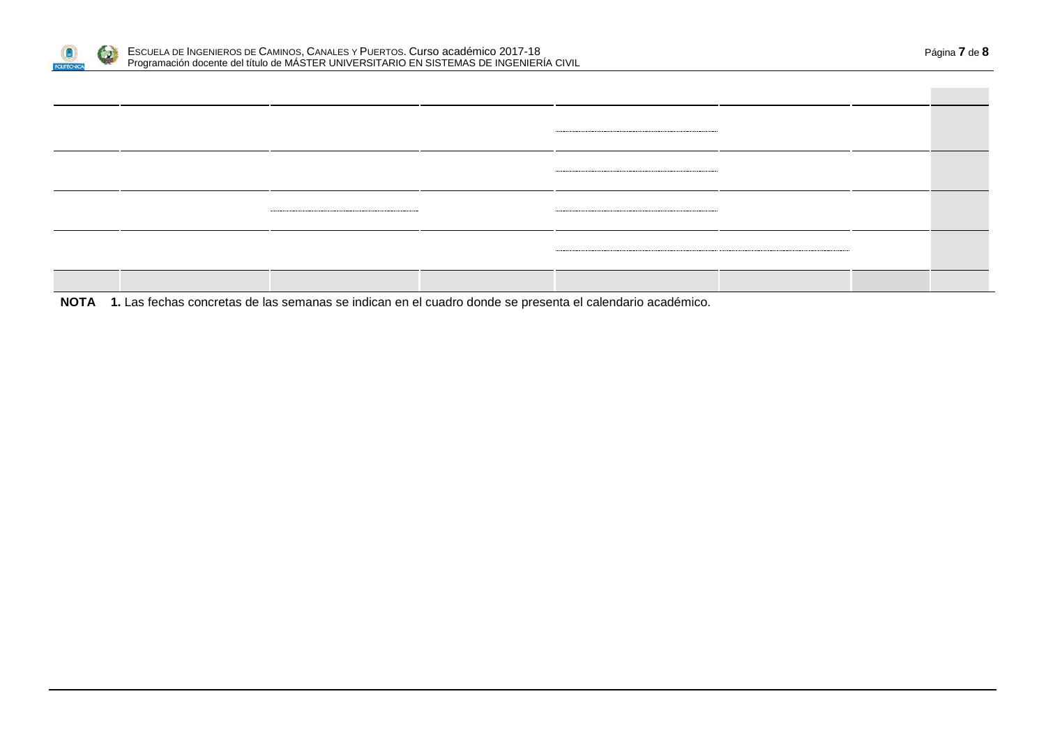**NOTA** **1.** Las fechas concretas de las semanas se indican en el cuadro donde se presenta el calendario académico.